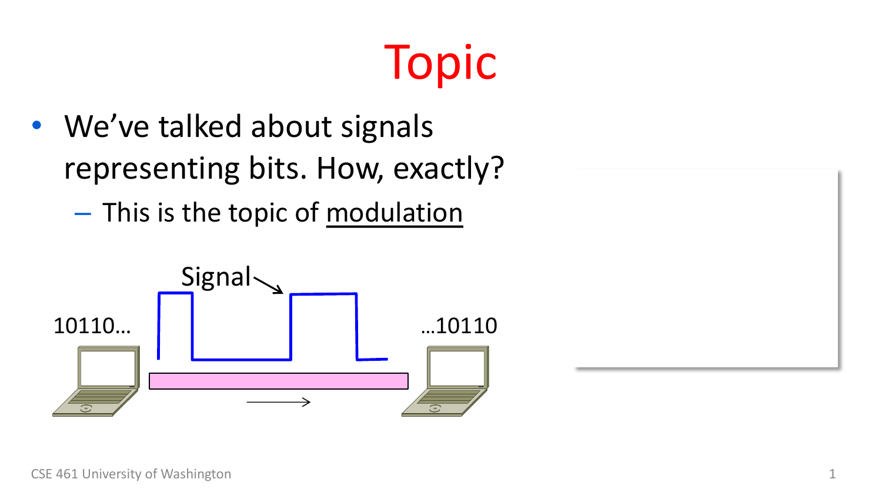# Topic

- We've talked about signals representing bits. How, exactly?
  - This is the topic of modulation

Signal

10110…

…10110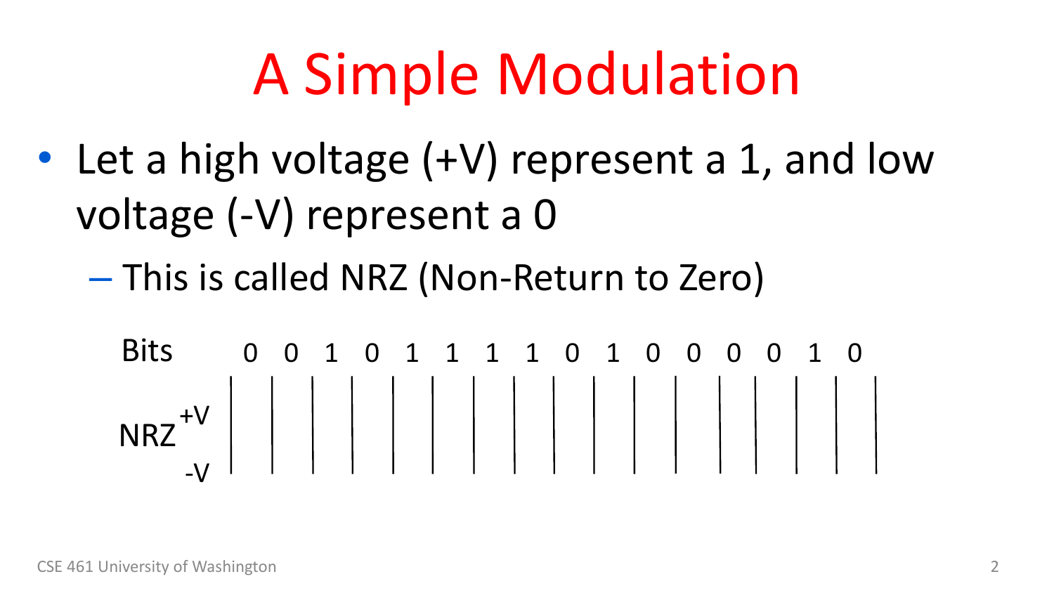# A Simple Modulation

- Let a high voltage (+V) represent a 1, and low voltage (-V) represent a 0
  - This is called NRZ (Non-Return to Zero)

Bits 0 0 1 0 1 1 1 1 0 1 0 0 0 0 1 0

NRZ +V -V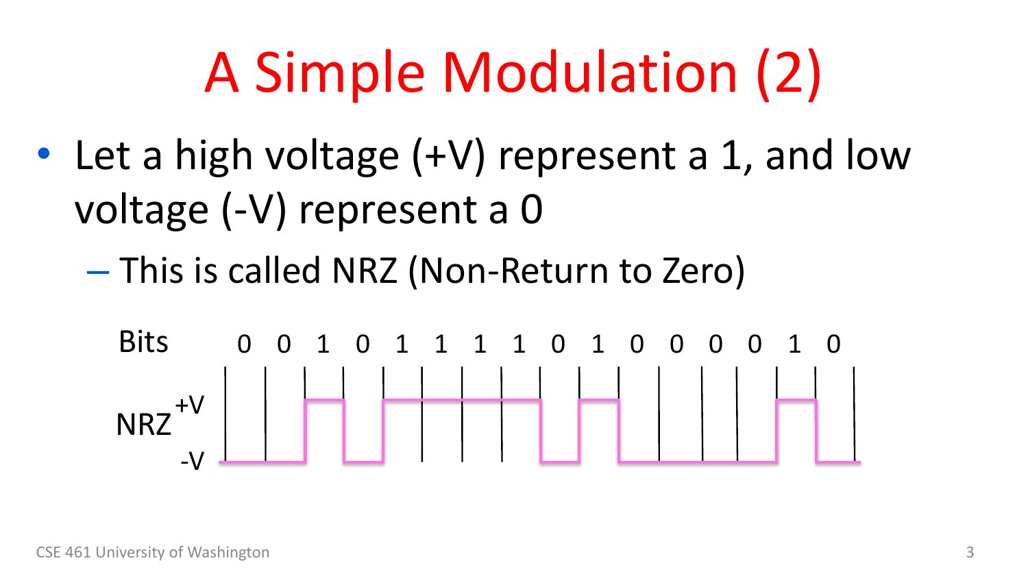# A Simple Modulation (2)

- Let a high voltage (+V) represent a 1, and low voltage (-V) represent a 0
  - This is called NRZ (Non-Return to Zero)

Bits 0 0 1 0 1 1 1 1 0 1 0 0 0 0 1 0

NRZ +V -V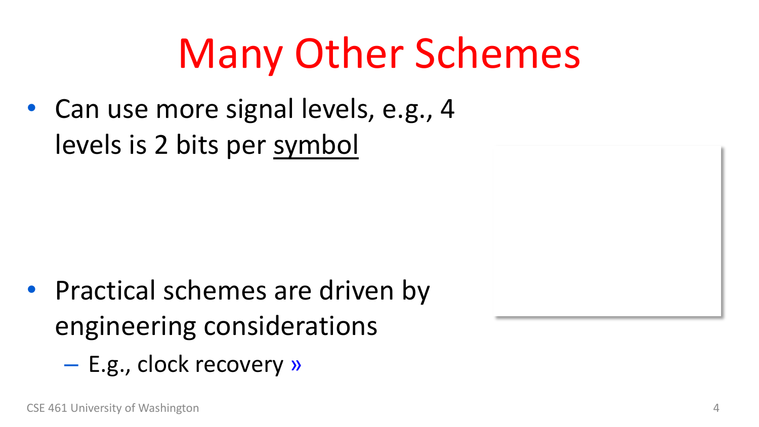# Many Other Schemes

- Can use more signal levels, e.g., 4 levels is 2 bits per <u>symbol</u>
- Practical schemes are driven by engineering considerations
  - E.g., clock recovery »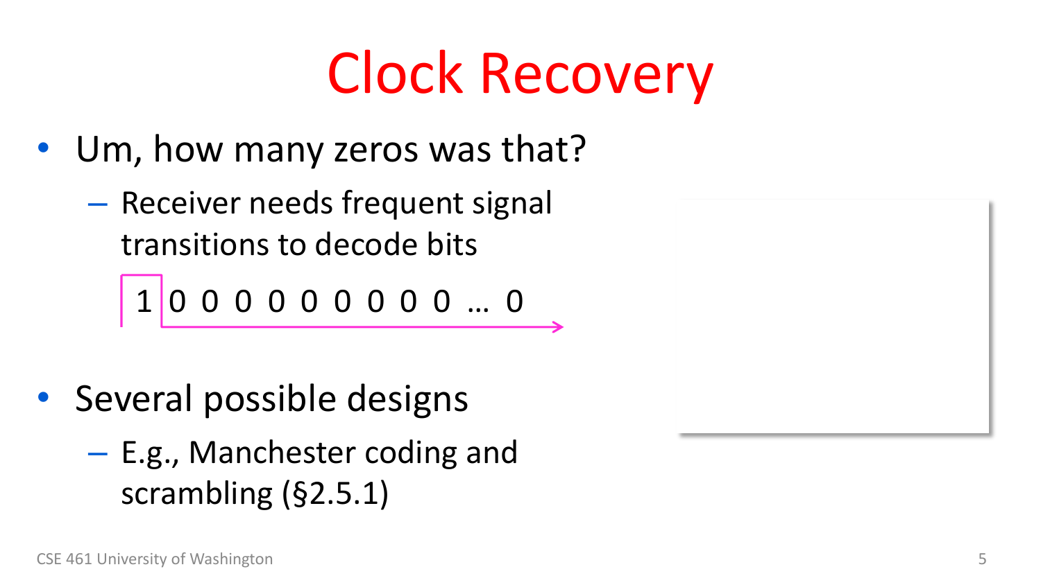# Clock Recovery

- Um, how many zeros was that?
  - Receiver needs frequent signal transitions to decode bits

    1 0 0 0 0 0 0 0 0 0 … 0

- Several possible designs
  - E.g., Manchester coding and scrambling (§2.5.1)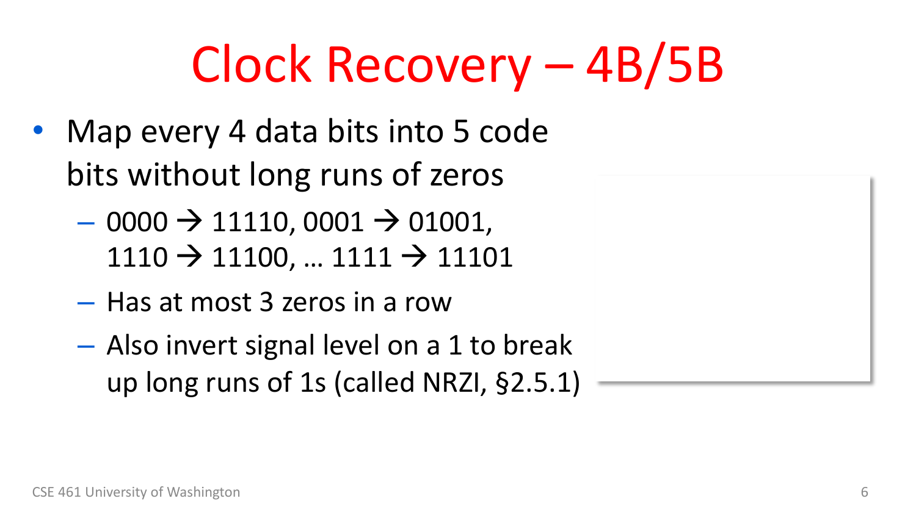# Clock Recovery – 4B/5B

- Map every 4 data bits into 5 code bits without long runs of zeros
  - 0000 → 11110, 0001 → 01001, 1110 → 11100, … 1111 → 11101
  - Has at most 3 zeros in a row
  - Also invert signal level on a 1 to break up long runs of 1s (called NRZI, §2.5.1)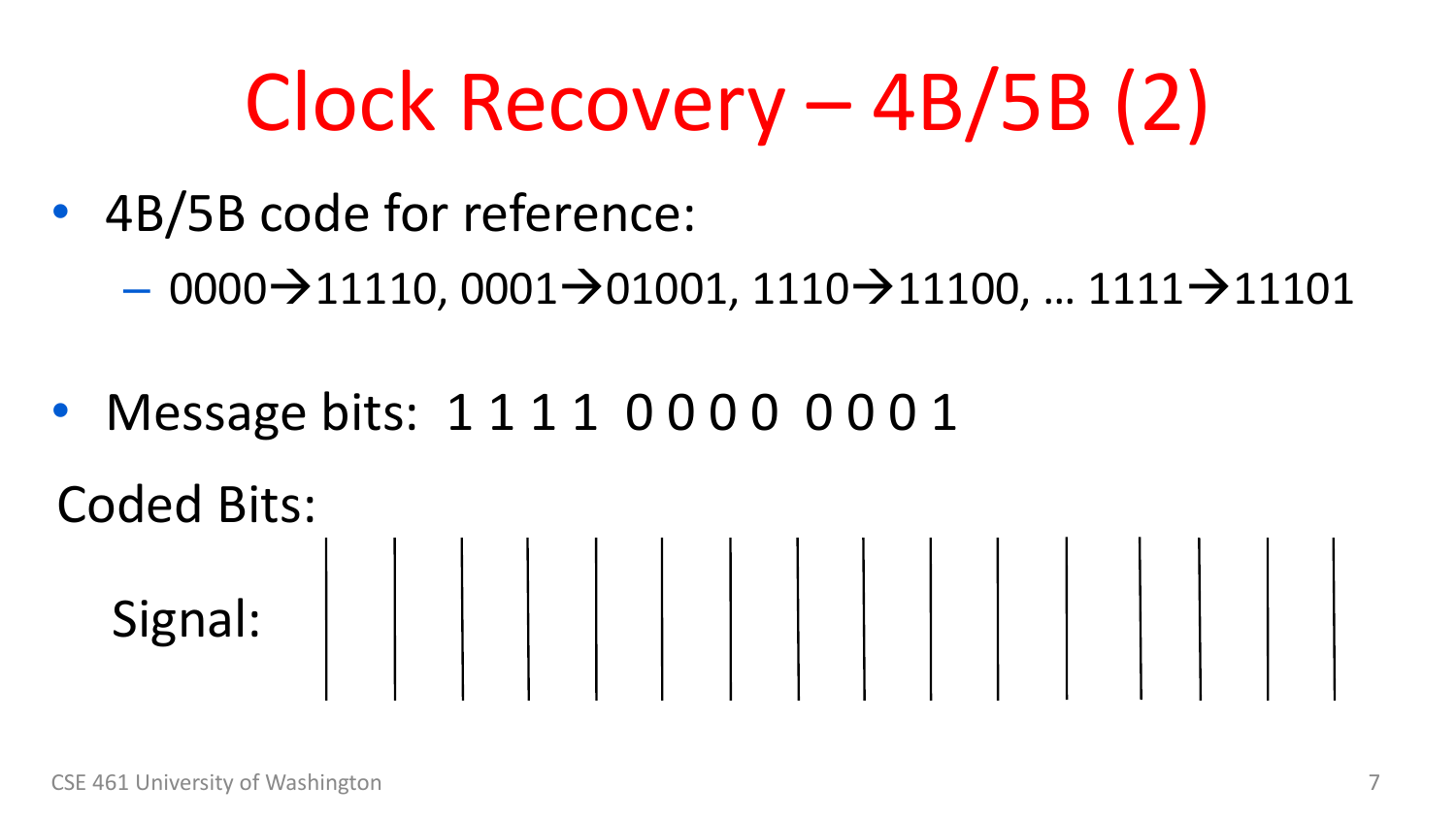# Clock Recovery – 4B/5B (2)

- 4B/5B code for reference:
  - 0000→11110, 0001→01001, 1110→11100, … 1111→11101
- Message bits: 1 1 1 1 0 0 0 0 0 0 0 1

Coded Bits:

Signal: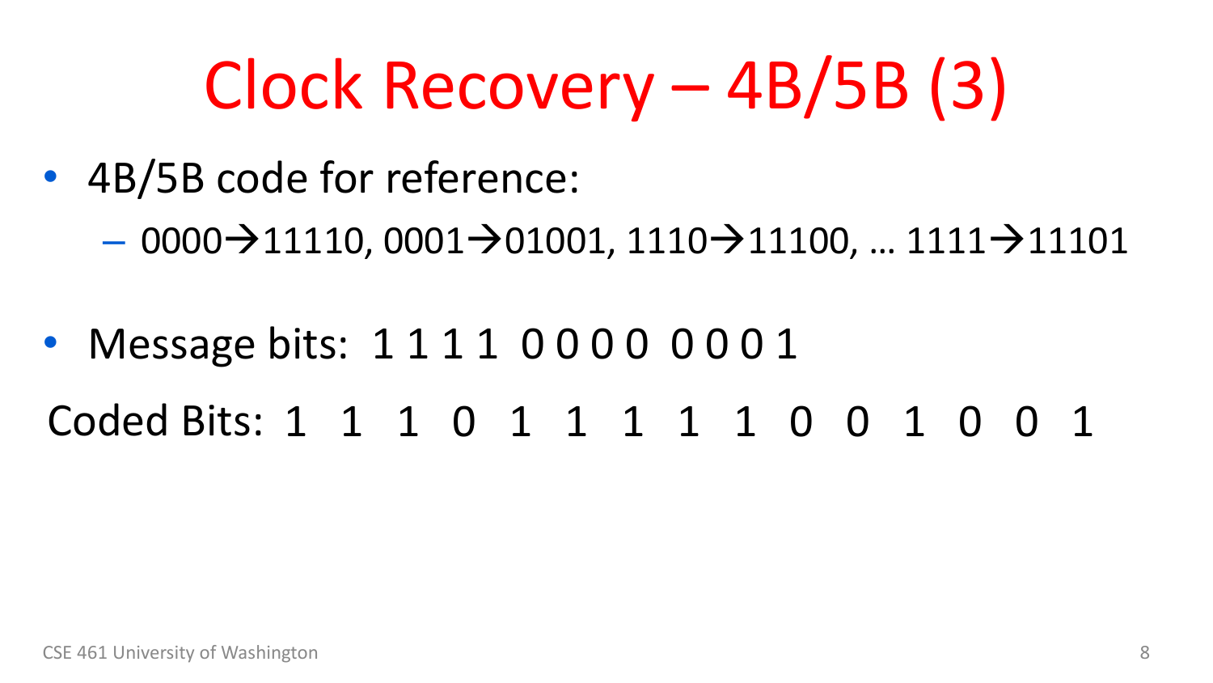# Clock Recovery – 4B/5B (3)

- 4B/5B code for reference:
  - 0000→11110, 0001→01001, 1110→11100, … 1111→11101

- Message bits: 1 1 1 1 0 0 0 0 0 0 0 1

Coded Bits: 1 1 1 0 1 1 1 1 1 0 0 1 0 0 1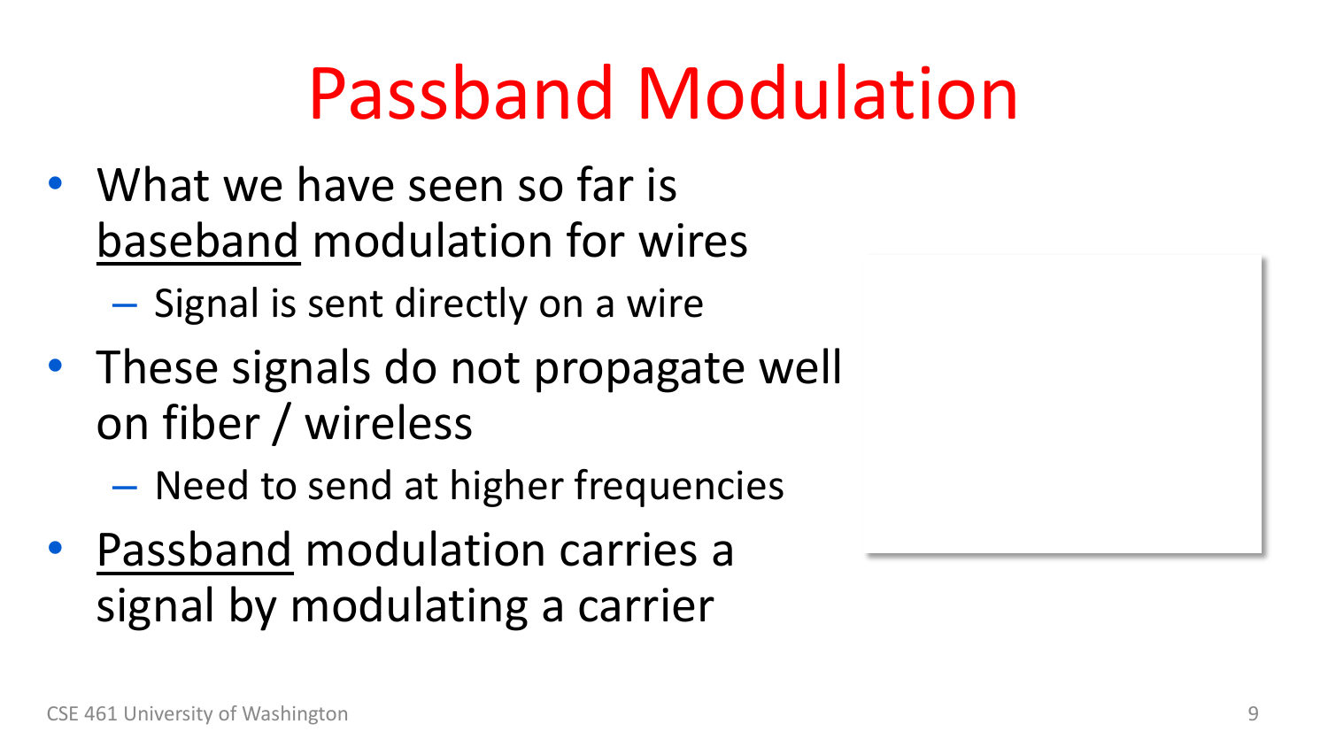# Passband Modulation

- What we have seen so far is baseband modulation for wires
  - Signal is sent directly on a wire
- These signals do not propagate well on fiber / wireless
  - Need to send at higher frequencies
- Passband modulation carries a signal by modulating a carrier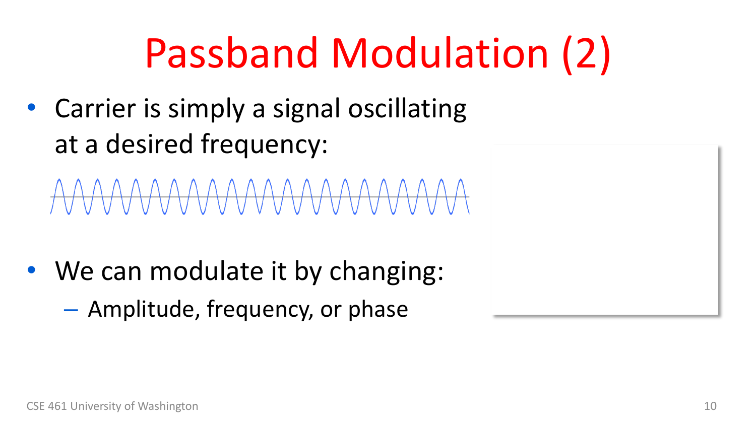# Passband Modulation (2)

- Carrier is simply a signal oscillating at a desired frequency:

- We can modulate it by changing:
  - Amplitude, frequency, or phase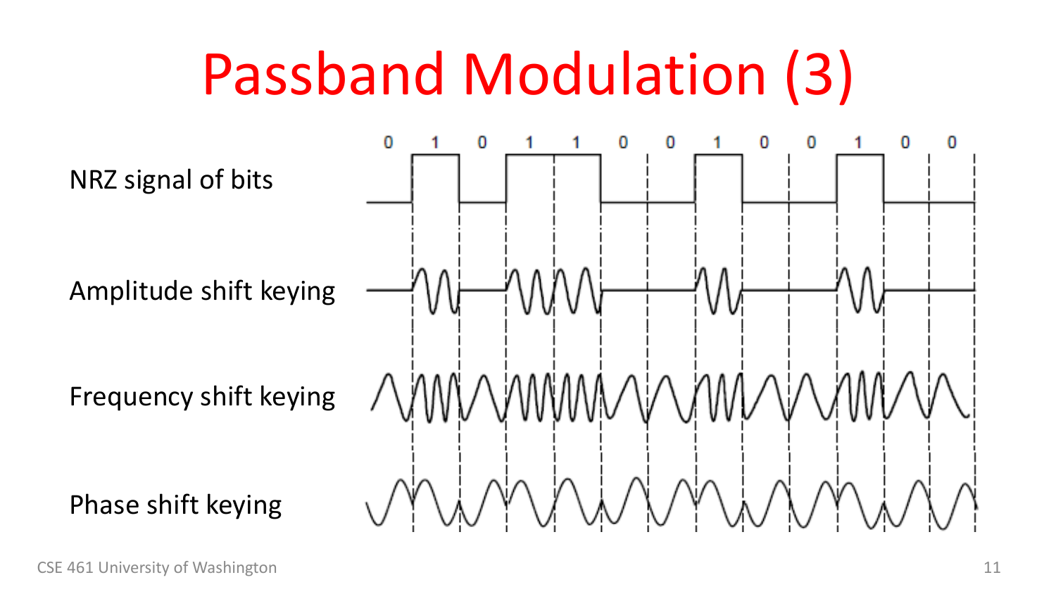# Passband Modulation (3)

NRZ signal of bits

Amplitude shift keying

Frequency shift keying

Phase shift keying

0 1 0 1 1 0 0 1 0 0 1 0 0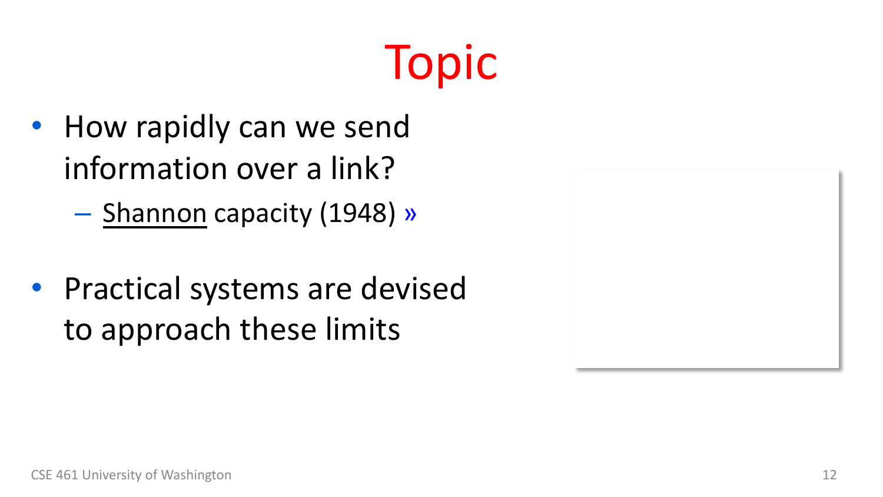# Topic

- How rapidly can we send information over a link?
  - Shannon capacity (1948) »
- Practical systems are devised to approach these limits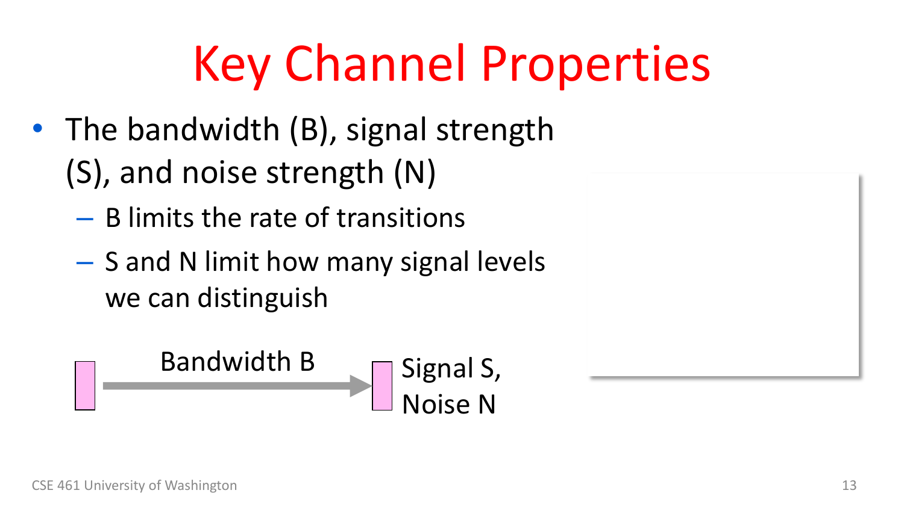# Key Channel Properties

- The bandwidth (B), signal strength (S), and noise strength (N)
  - B limits the rate of transitions
  - S and N limit how many signal levels we can distinguish

Bandwidth B

Signal S,
Noise N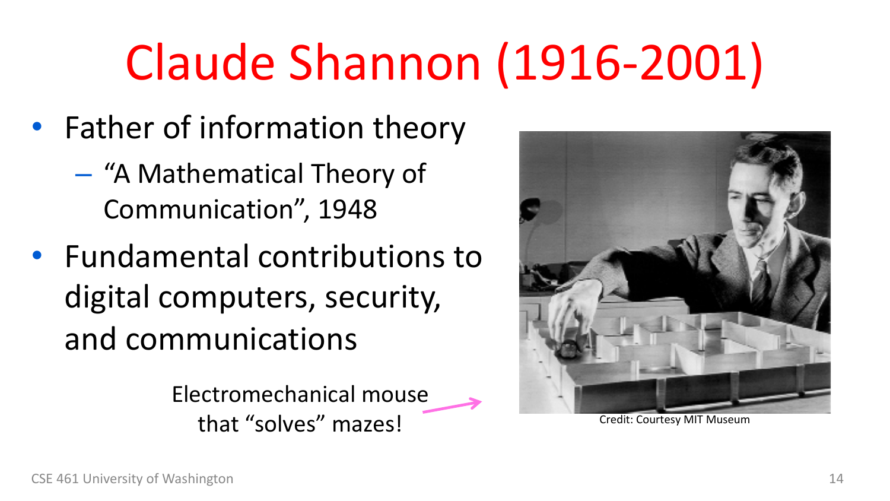# Claude Shannon (1916-2001)

- Father of information theory
  - "A Mathematical Theory of Communication", 1948
- Fundamental contributions to digital computers, security, and communications

Electromechanical mouse that "solves" mazes!

Credit: Courtesy MIT Museum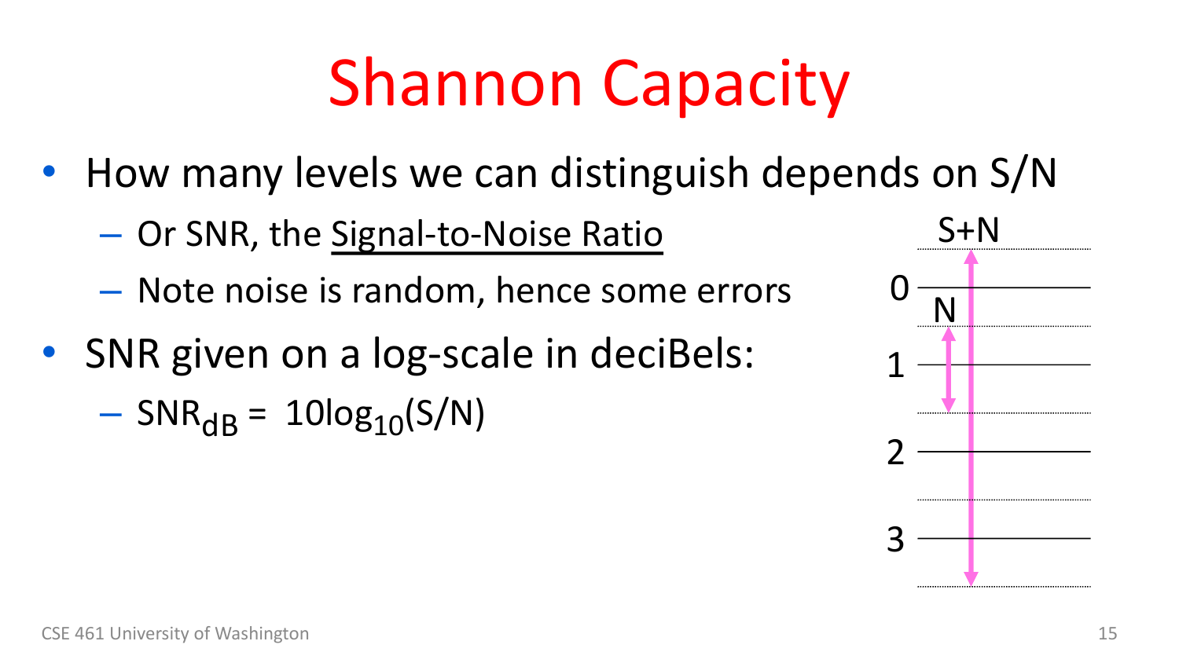# Shannon Capacity

- How many levels we can distinguish depends on S/N
  - Or SNR, the Signal-to-Noise Ratio
  - Note noise is random, hence some errors
- SNR given on a log-scale in deciBels:
  - $SNR_{dB} = 10\log_{10}(S/N)$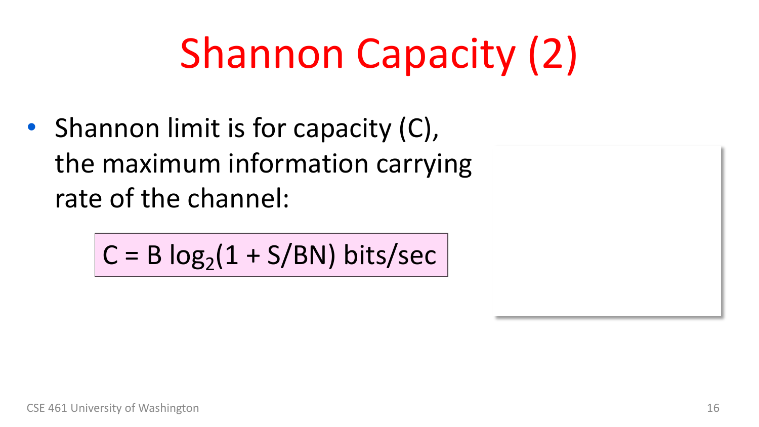# Shannon Capacity (2)

- Shannon limit is for capacity (C), the maximum information carrying rate of the channel:

$$C = B \log_2(1 + S/BN) \text{ bits/sec}$$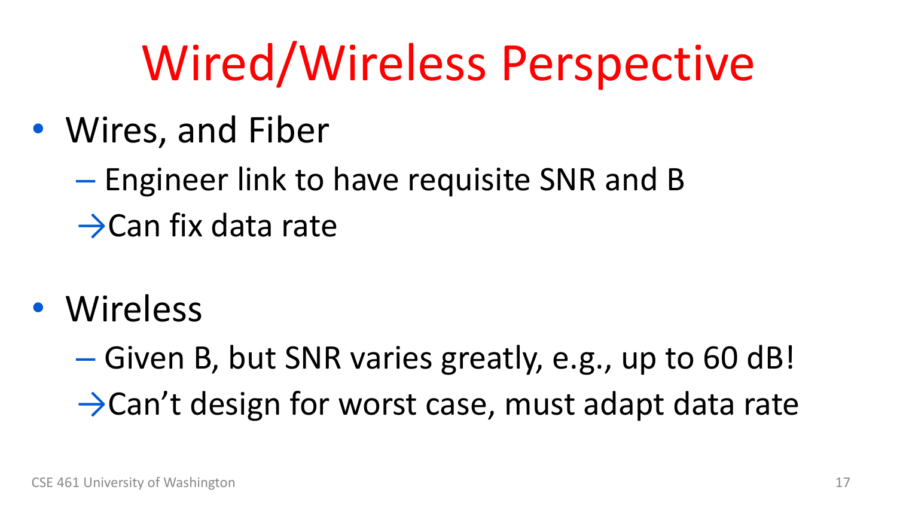# Wired/Wireless Perspective

- Wires, and Fiber
  - Engineer link to have requisite SNR and B

  →Can fix data rate

- Wireless
  - Given B, but SNR varies greatly, e.g., up to 60 dB!

  →Can't design for worst case, must adapt data rate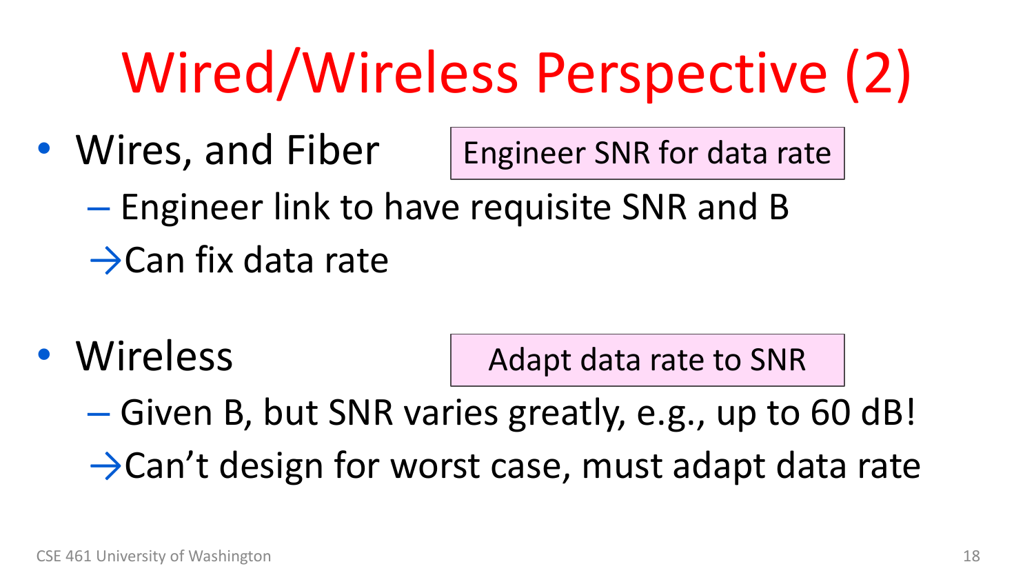# Wired/Wireless Perspective (2)

- Wires, and Fiber
  - Engineer link to have requisite SNR and B
  
  →Can fix data rate

Engineer SNR for data rate

- Wireless
  - Given B, but SNR varies greatly, e.g., up to 60 dB!
  
  →Can't design for worst case, must adapt data rate

Adapt data rate to SNR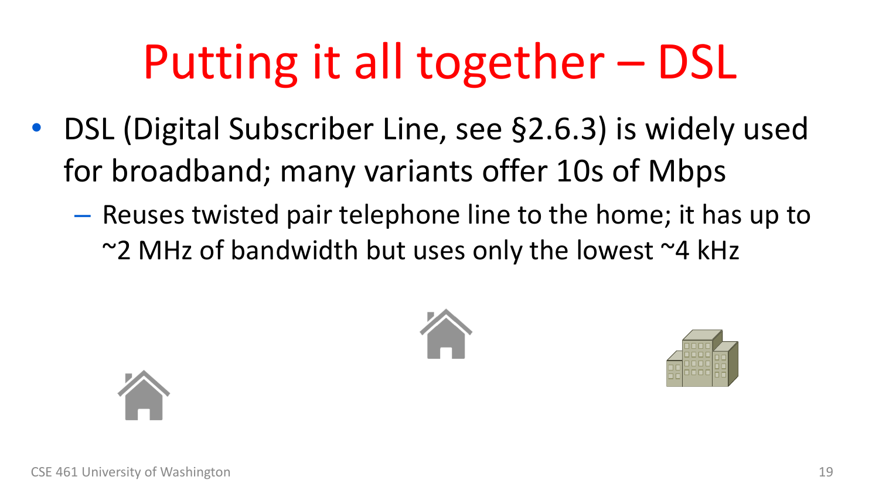# Putting it all together – DSL

- DSL (Digital Subscriber Line, see §2.6.3) is widely used for broadband; many variants offer 10s of Mbps
  - Reuses twisted pair telephone line to the home; it has up to ~2 MHz of bandwidth but uses only the lowest ~4 kHz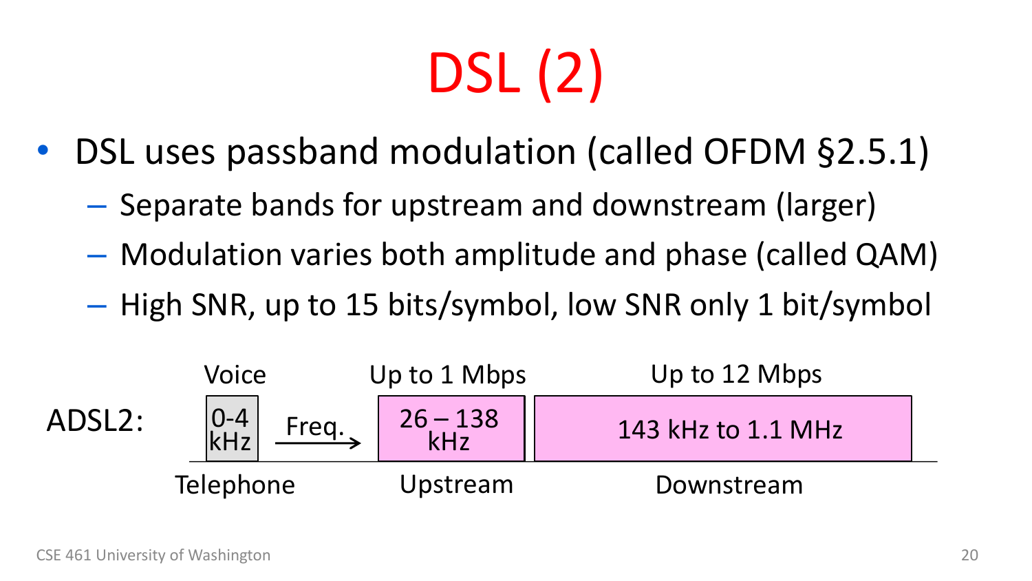# DSL (2)

- DSL uses passband modulation (called OFDM §2.5.1)
  - Separate bands for upstream and downstream (larger)
  - Modulation varies both amplitude and phase (called QAM)
  - High SNR, up to 15 bits/symbol, low SNR only 1 bit/symbol

ADSL2:

| | Telephone | Upstream | Downstream |
|---|---|---|---|
| | Voice | Up to 1 Mbps | Up to 12 Mbps |
| Freq. → | 0-4 kHz | 26 – 138 kHz | 143 kHz to 1.1 MHz |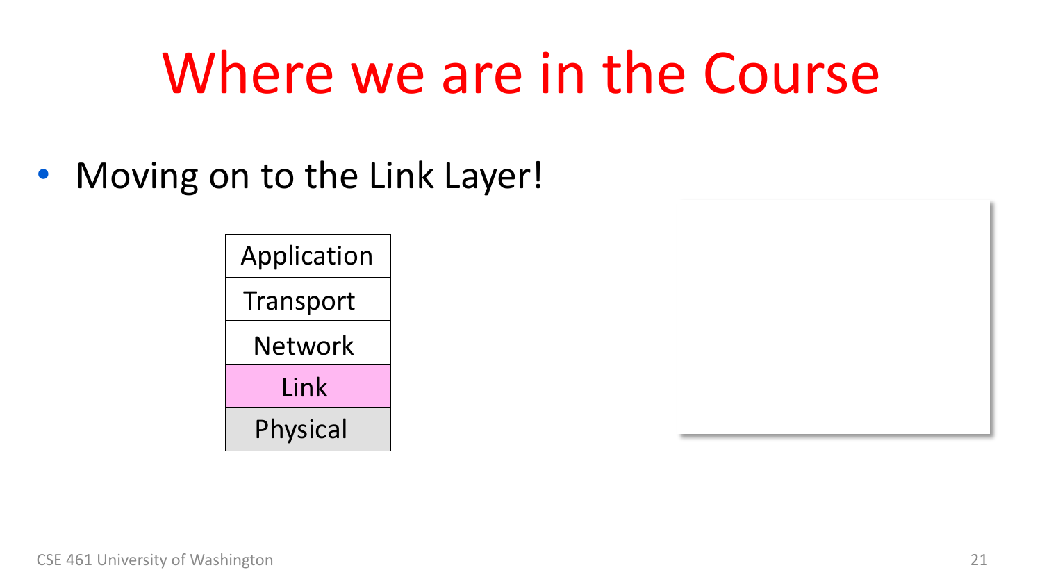# Where we are in the Course

- Moving on to the Link Layer!

| Application |
| --- |
| Transport |
| Network |
| Link |
| Physical |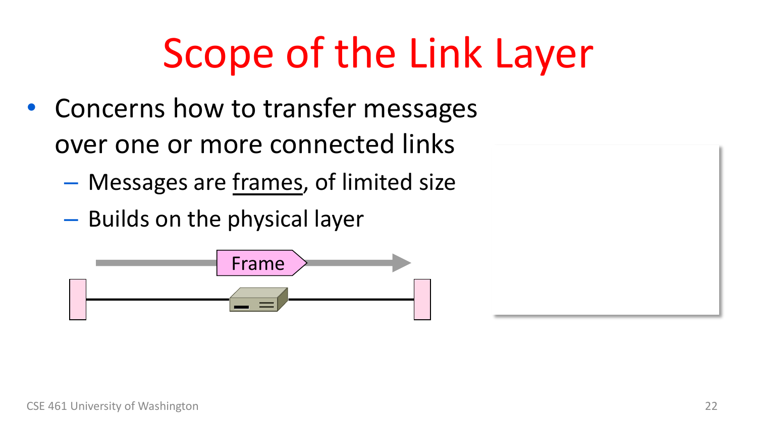# Scope of the Link Layer

- Concerns how to transfer messages over one or more connected links
  - Messages are frames, of limited size
  - Builds on the physical layer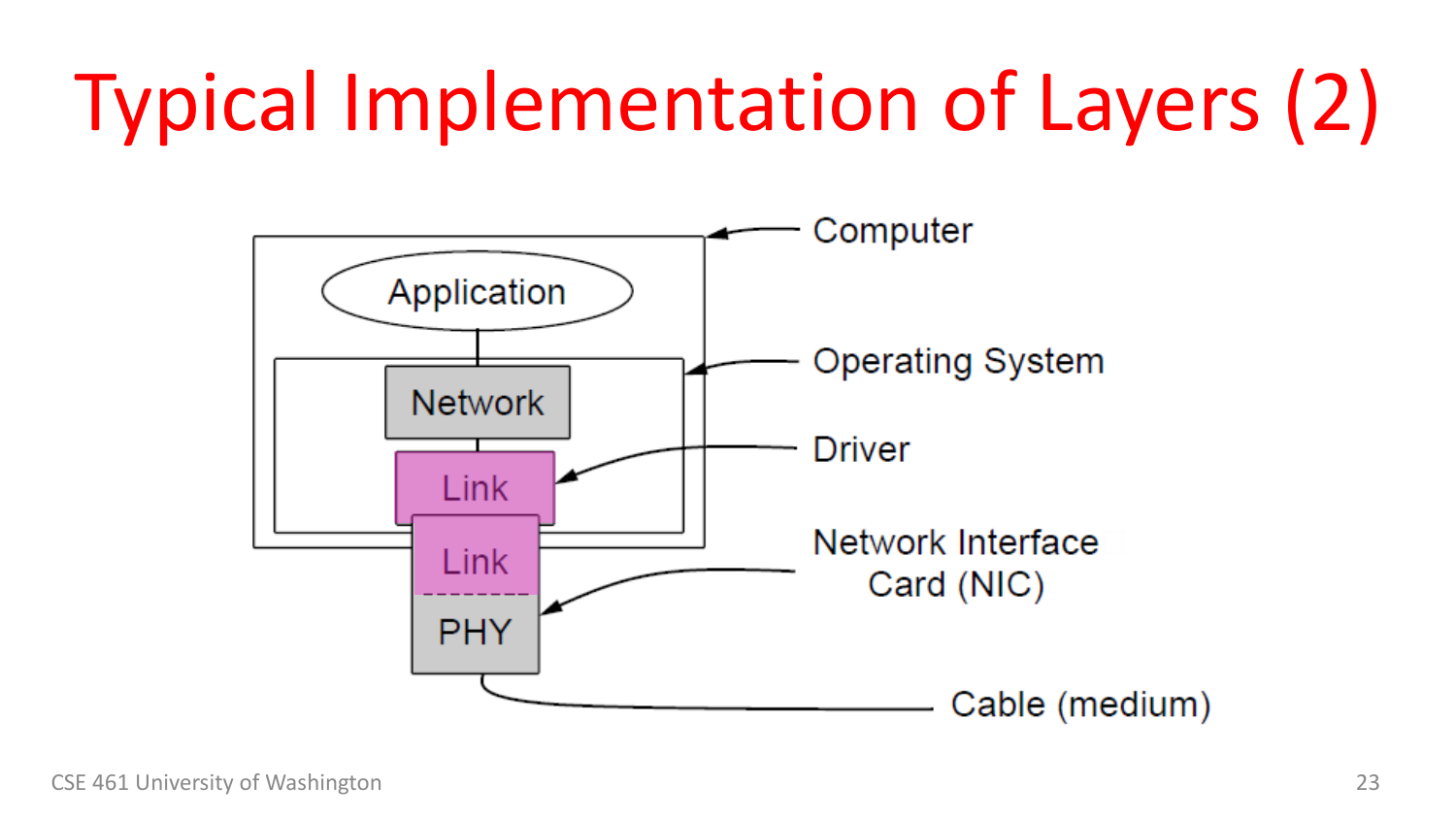# Typical Implementation of Layers (2)

Computer

Application

Operating System

Network

Driver

Link

Link

Network Interface Card (NIC)

PHY

Cable (medium)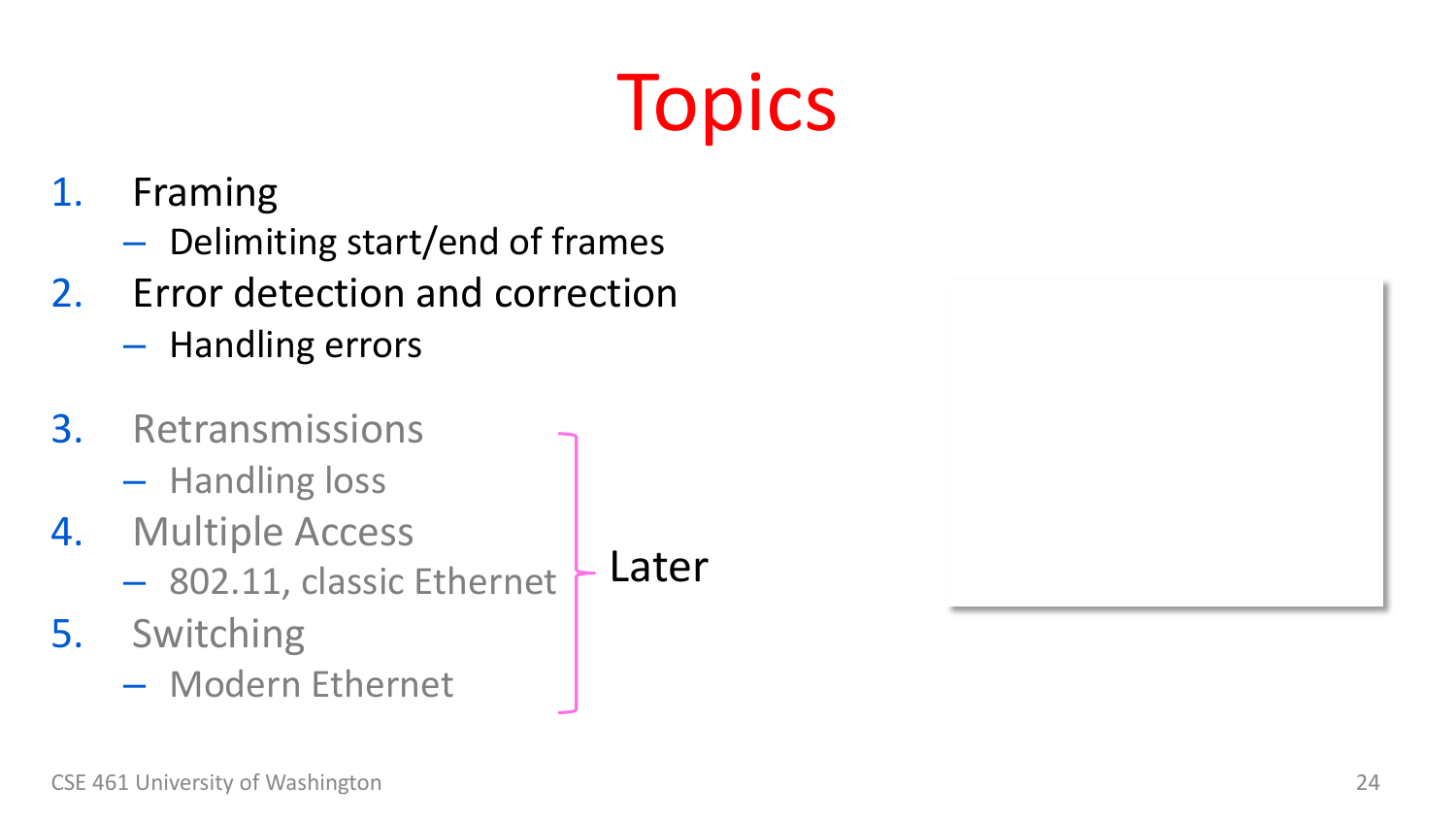# Topics

1. Framing
   - Delimiting start/end of frames
2. Error detection and correction
   - Handling errors
3. Retransmissions
   - Handling loss
4. Multiple Access
   - 802.11, classic Ethernet
5. Switching
   - Modern Ethernet

Later